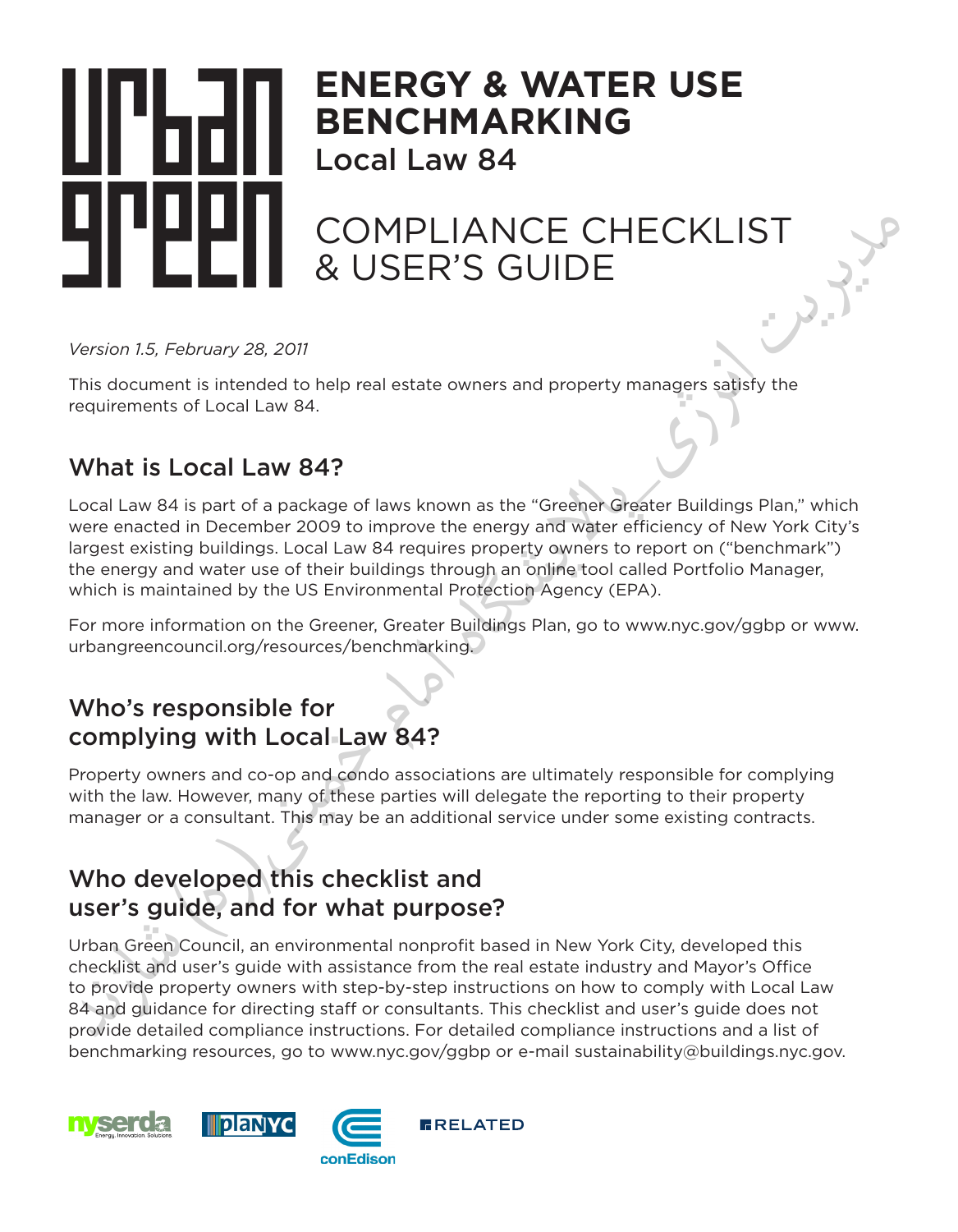# ENERGY & WATER USE BENCHMARKING

## Local Law 84

## COMPLIANCE CHECKLIST & USER'S GUIDE

*Version 1.5, February 28, 2011*

This document is intended to help real estate owners and property managers satisfy the requirements of Local Law 84.

## What is Local Law 84?

Local Law 84 is part of a package of laws known as the "Greener Greater Buildings Plan," which were enacted in December 2009 to improve the energy and water efficiency of New York City's largest existing buildings. Local Law 84 requires property owners to report on ("benchmark") the energy and water use of their buildings through an online tool called Portfolio Manager, which is maintained by the US Environmental Protection Agency (EPA).

For more information on the Greener, Greater Buildings Plan, go to www.nyc.gov/ggbp or www.urbangreencouncil.org/resources/benchmarking.

## Who's responsible for complying with Local Law 84?

Property owners and co-op and condo associations are ultimately responsible for complying with the law. However, many of these parties will delegate the reporting to their property manager or a consultant. This may be an additional service under some existing contracts.

## Who developed this checklist and user's guide, and for what purpose?

Urban Green Council, an environmental nonprofit based in New York City, developed this checklist and user's guide with assistance from the real estate industry and Mayor's Office to provide property owners with step-by-step instructions on how to comply with Local Law 84 and guidance for directing staff or consultants. This checklist and user's guide does not provide detailed compliance instructions. For detailed compliance instructions and a list of benchmarking resources, go to www.nyc.gov/ggbp or e-mail sustainability@buildings.nyc.gov.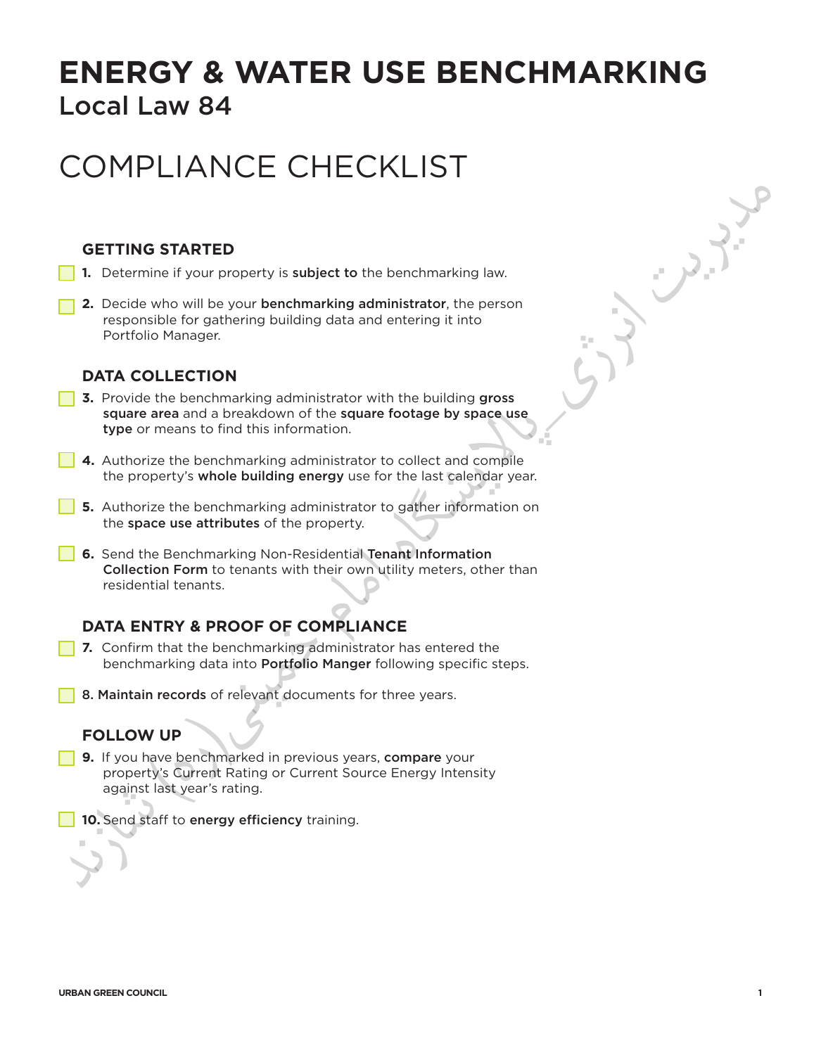# ENERGY & WATER USE BENCHMARKING

## Local Law 84

# COMPLIANCE CHECKLIST

### GETTING STARTED

- [ ] **1.** Determine if your property is **subject to** the benchmarking law.
- [ ] **2.** Decide who will be your **benchmarking administrator**, the person responsible for gathering building data and entering it into Portfolio Manager.

### DATA COLLECTION

- [ ] **3.** Provide the benchmarking administrator with the building **gross square area** and a breakdown of the **square footage by space use type** or means to find this information.
- [ ] **4.** Authorize the benchmarking administrator to collect and compile the property's **whole building energy** use for the last calendar year.
- [ ] **5.** Authorize the benchmarking administrator to gather information on the **space use attributes** of the property.
- [ ] **6.** Send the Benchmarking Non-Residential **Tenant Information Collection Form** to tenants with their own utility meters, other than residential tenants.

### DATA ENTRY & PROOF OF COMPLIANCE

- [ ] **7.** Confirm that the benchmarking administrator has entered the benchmarking data into **Portfolio Manger** following specific steps.
- [ ] 8. **Maintain records** of relevant documents for three years.

### FOLLOW UP

- [ ] **9.** If you have benchmarked in previous years, **compare** your property's Current Rating or Current Source Energy Intensity against last year's rating.
- [ ] **10.** Send staff to **energy efficiency** training.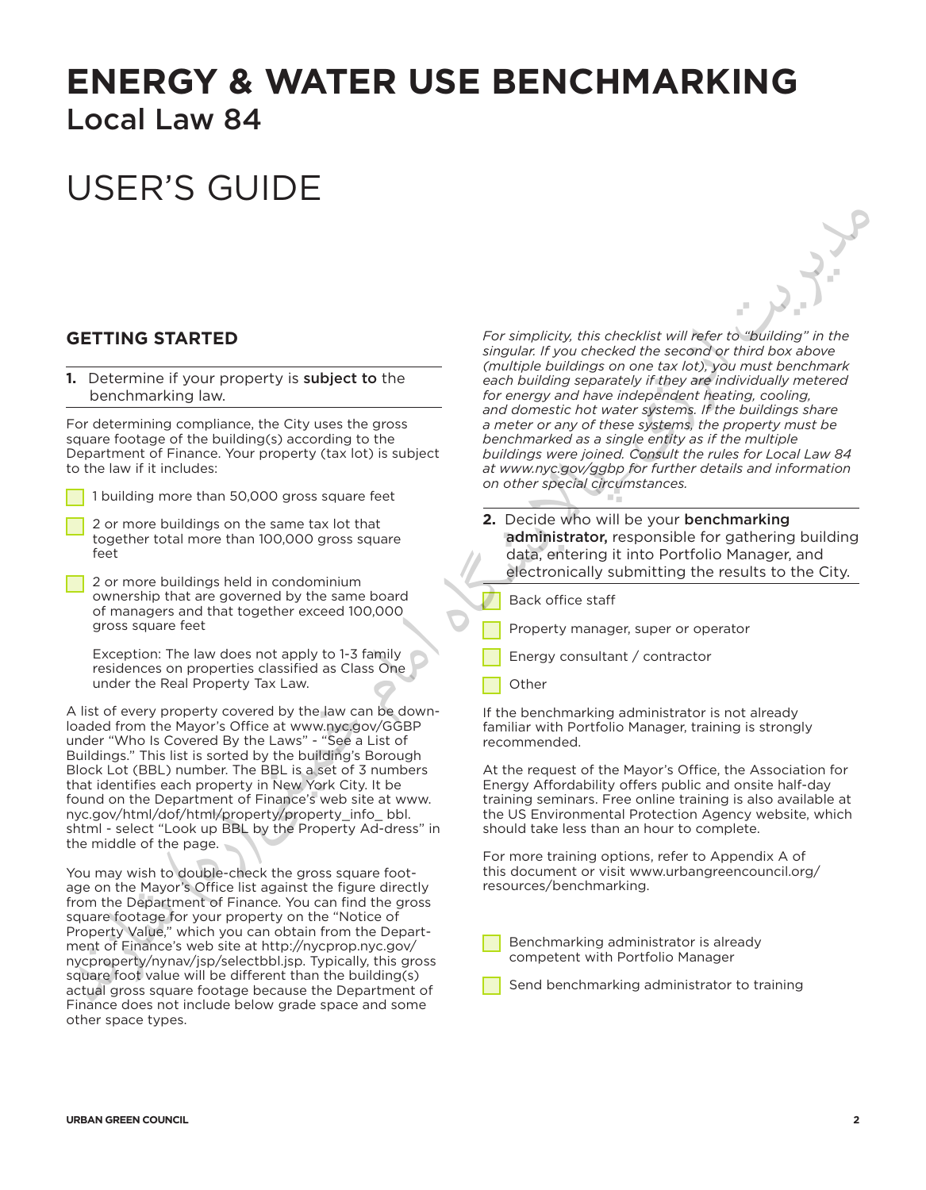# ENERGY & WATER USE BENCHMARKING

Local Law 84

# USER'S GUIDE

## GETTING STARTED

**1.** Determine if your property is **subject to** the benchmarking law.

For determining compliance, the City uses the gross square footage of the building(s) according to the Department of Finance. Your property (tax lot) is subject to the law if it includes:

- ☐ 1 building more than 50,000 gross square feet
- ☐ 2 or more buildings on the same tax lot that together total more than 100,000 gross square feet
- ☐ 2 or more buildings held in condominium ownership that are governed by the same board of managers and that together exceed 100,000 gross square feet

Exception: The law does not apply to 1-3 family residences on properties classified as Class One under the Real Property Tax Law.

A list of every property covered by the law can be downloaded from the Mayor's Office at www.nyc.gov/GGBP under "Who Is Covered By the Laws" - "See a List of Buildings." This list is sorted by the building's Borough Block Lot (BBL) number. The BBL is a set of 3 numbers that identifies each property in New York City. It be found on the Department of Finance's web site at www.nyc.gov/html/dof/html/property/property_info_ bbl.shtml - select "Look up BBL by the Property Ad-dress" in the middle of the page.

You may wish to double-check the gross square footage on the Mayor's Office list against the figure directly from the Department of Finance. You can find the gross square footage for your property on the "Notice of Property Value," which you can obtain from the Department of Finance's web site at http://nycprop.nyc.gov/nycproperty/nynav/jsp/selectbbl.jsp. Typically, this gross square foot value will be different than the building(s) actual gross square footage because the Department of Finance does not include below grade space and some other space types.

*For simplicity, this checklist will refer to "building" in the singular. If you checked the second or third box above (multiple buildings on one tax lot), you must benchmark each building separately if they are individually metered for energy and have independent heating, cooling, and domestic hot water systems. If the buildings share a meter or any of these systems, the property must be benchmarked as a single entity as if the multiple buildings were joined. Consult the rules for Local Law 84 at www.nyc.gov/ggbp for further details and information on other special circumstances.*

**2.** Decide who will be your **benchmarking administrator,** responsible for gathering building data, entering it into Portfolio Manager, and electronically submitting the results to the City.

- ☐ Back office staff
- ☐ Property manager, super or operator
- ☐ Energy consultant / contractor
- ☐ Other

If the benchmarking administrator is not already familiar with Portfolio Manager, training is strongly recommended.

At the request of the Mayor's Office, the Association for Energy Affordability offers public and onsite half-day training seminars. Free online training is also available at the US Environmental Protection Agency website, which should take less than an hour to complete.

For more training options, refer to Appendix A of this document or visit www.urbangreencouncil.org/resources/benchmarking.

- ☐ Benchmarking administrator is already competent with Portfolio Manager
- ☐ Send benchmarking administrator to training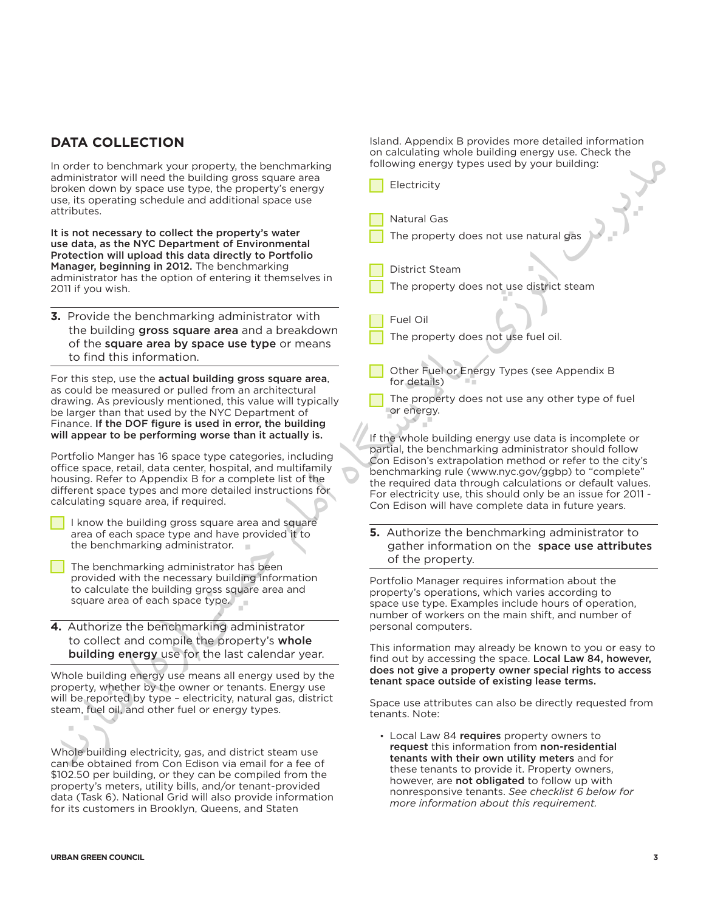## DATA COLLECTION

In order to benchmark your property, the benchmarking administrator will need the building gross square area broken down by space use type, the property's energy use, its operating schedule and additional space use attributes.

**It is not necessary to collect the property's water use data, as the NYC Department of Environmental Protection will upload this data directly to Portfolio Manager, beginning in 2012.** The benchmarking administrator has the option of entering it themselves in 2011 if you wish.

**3.** Provide the benchmarking administrator with the building **gross square area** and a breakdown of the **square area by space use type** or means to find this information.

For this step, use the **actual building gross square area**, as could be measured or pulled from an architectural drawing. As previously mentioned, this value will typically be larger than that used by the NYC Department of Finance. **If the DOF figure is used in error, the building will appear to be performing worse than it actually is.**

Portfolio Manger has 16 space type categories, including office space, retail, data center, hospital, and multifamily housing. Refer to Appendix B for a complete list of the different space types and more detailed instructions for calculating square area, if required.

- [ ] I know the building gross square area and square area of each space type and have provided it to the benchmarking administrator.
- [ ] The benchmarking administrator has been provided with the necessary building information to calculate the building gross square area and square area of each space type.

**4.** Authorize the benchmarking administrator to collect and compile the property's **whole building energy** use for the last calendar year.

Whole building energy use means all energy used by the property, whether by the owner or tenants. Energy use will be reported by type – electricity, natural gas, district steam, fuel oil, and other fuel or energy types.

Whole building electricity, gas, and district steam use can be obtained from Con Edison via email for a fee of $102.50 per building, or they can be compiled from the property's meters, utility bills, and/or tenant-provided data (Task 6). National Grid will also provide information for its customers in Brooklyn, Queens, and Staten Island. Appendix B provides more detailed information on calculating whole building energy use. Check the following energy types used by your building:

- [ ] Electricity

- [ ] Natural Gas
- [ ] The property does not use natural gas

- [ ] District Steam
- [ ] The property does not use district steam

- [ ] Fuel Oil
- [ ] The property does not use fuel oil.

- [ ] Other Fuel or Energy Types (see Appendix B for details)
- [ ] The property does not use any other type of fuel or energy.

If the whole building energy use data is incomplete or partial, the benchmarking administrator should follow Con Edison's extrapolation method or refer to the city's benchmarking rule (www.nyc.gov/ggbp) to "complete" the required data through calculations or default values. For electricity use, this should only be an issue for 2011 - Con Edison will have complete data in future years.

**5.** Authorize the benchmarking administrator to gather information on the **space use attributes** of the property.

Portfolio Manager requires information about the property's operations, which varies according to space use type. Examples include hours of operation, number of workers on the main shift, and number of personal computers.

This information may already be known to you or easy to find out by accessing the space. **Local Law 84, however, does not give a property owner special rights to access tenant space outside of existing lease terms.**

Space use attributes can also be directly requested from tenants. Note:

- Local Law 84 **requires** property owners to **request** this information from **non-residential tenants with their own utility meters** and for these tenants to provide it. Property owners, however, are **not obligated** to follow up with nonresponsive tenants. *See checklist 6 below for more information about this requirement.*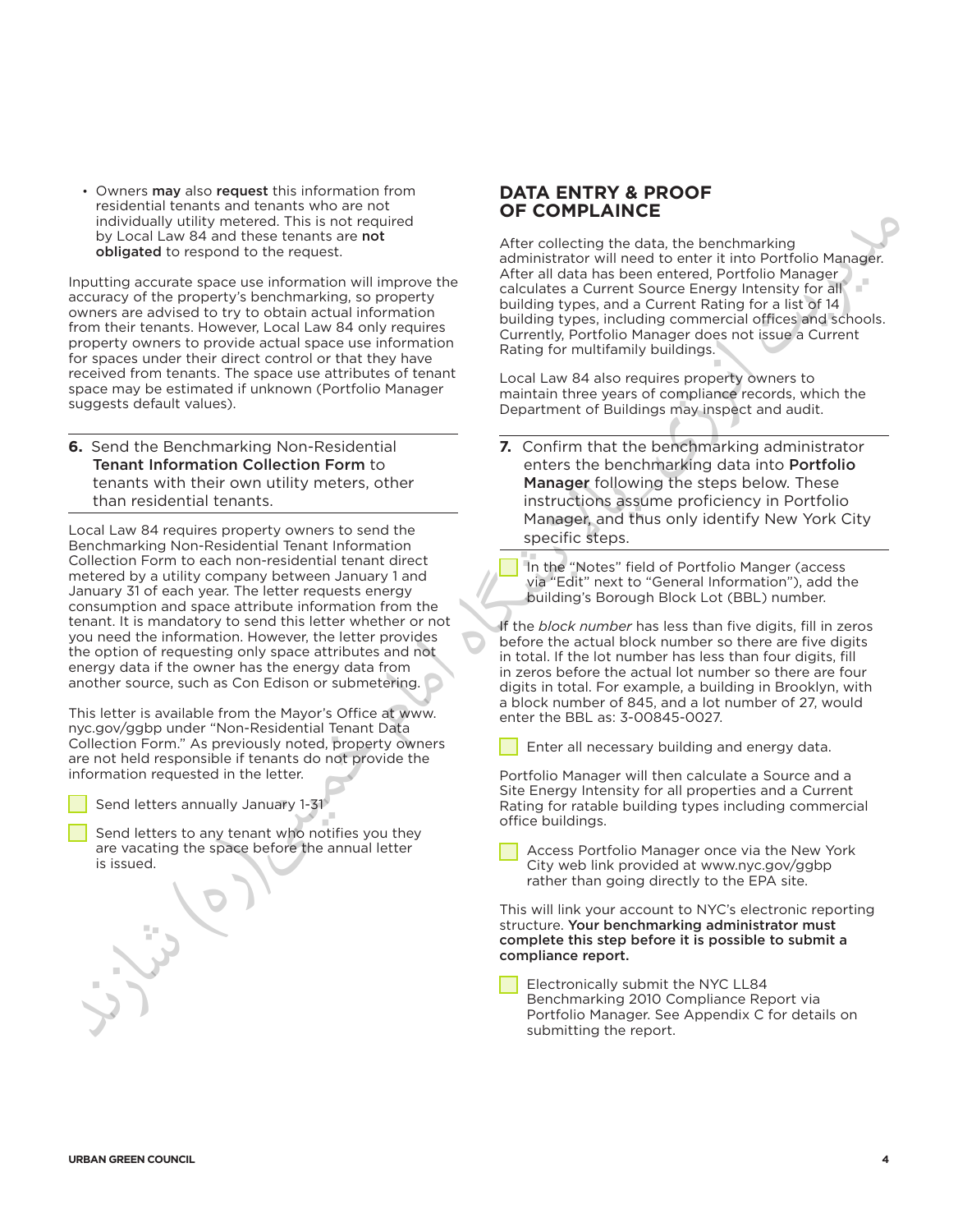- Owners **may** also **request** this information from residential tenants and tenants who are not individually utility metered. This is not required by Local Law 84 and these tenants are **not obligated** to respond to the request.

Inputting accurate space use information will improve the accuracy of the property's benchmarking, so property owners are advised to try to obtain actual information from their tenants. However, Local Law 84 only requires property owners to provide actual space use information for spaces under their direct control or that they have received from tenants. The space use attributes of tenant space may be estimated if unknown (Portfolio Manager suggests default values).

**6.** Send the Benchmarking Non-Residential **Tenant Information Collection Form** to tenants with their own utility meters, other than residential tenants.

Local Law 84 requires property owners to send the Benchmarking Non-Residential Tenant Information Collection Form to each non-residential tenant direct metered by a utility company between January 1 and January 31 of each year. The letter requests energy consumption and space attribute information from the tenant. It is mandatory to send this letter whether or not you need the information. However, the letter provides the option of requesting only space attributes and not energy data if the owner has the energy data from another source, such as Con Edison or submetering.

This letter is available from the Mayor's Office at www.nyc.gov/ggbp under "Non-Residential Tenant Data Collection Form." As previously noted, property owners are not held responsible if tenants do not provide the information requested in the letter.

- [ ] Send letters annually January 1-31
- [ ] Send letters to any tenant who notifies you they are vacating the space before the annual letter is issued.

## DATA ENTRY & PROOF OF COMPLAINCE

After collecting the data, the benchmarking administrator will need to enter it into Portfolio Manager. After all data has been entered, Portfolio Manager calculates a Current Source Energy Intensity for all building types, and a Current Rating for a list of 14 building types, including commercial offices and schools. Currently, Portfolio Manager does not issue a Current Rating for multifamily buildings.

Local Law 84 also requires property owners to maintain three years of compliance records, which the Department of Buildings may inspect and audit.

**7.** Confirm that the benchmarking administrator enters the benchmarking data into **Portfolio Manager** following the steps below. These instructions assume proficiency in Portfolio Manager, and thus only identify New York City specific steps.

- [ ] In the "Notes" field of Portfolio Manger (access via "Edit" next to "General Information"), add the building's Borough Block Lot (BBL) number.

If the *block number* has less than five digits, fill in zeros before the actual block number so there are five digits in total. If the lot number has less than four digits, fill in zeros before the actual lot number so there are four digits in total. For example, a building in Brooklyn, with a block number of 845, and a lot number of 27, would enter the BBL as: 3-00845-0027.

- [ ] Enter all necessary building and energy data.

Portfolio Manager will then calculate a Source and a Site Energy Intensity for all properties and a Current Rating for ratable building types including commercial office buildings.

- [ ] Access Portfolio Manager once via the New York City web link provided at www.nyc.gov/ggbp rather than going directly to the EPA site.

This will link your account to NYC's electronic reporting structure. **Your benchmarking administrator must complete this step before it is possible to submit a compliance report.**

- [ ] Electronically submit the NYC LL84 Benchmarking 2010 Compliance Report via Portfolio Manager. See Appendix C for details on submitting the report.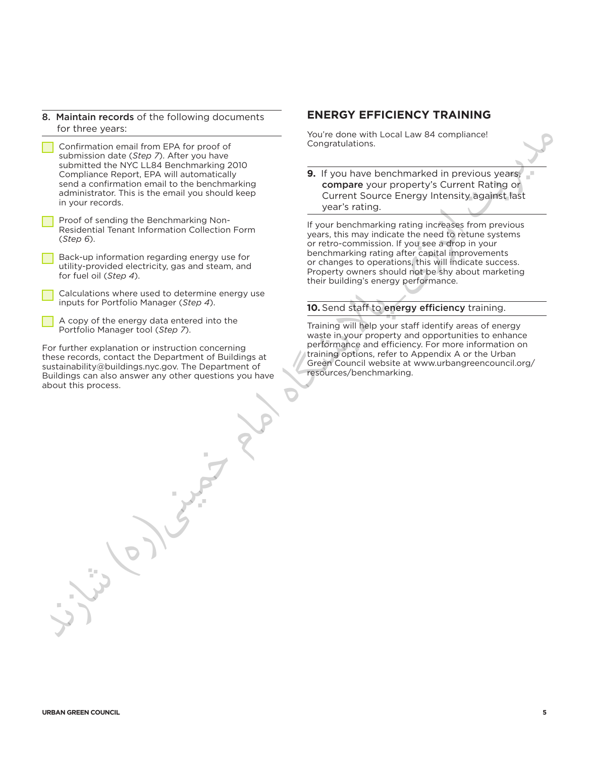8. **Maintain records** of the following documents for three years:

- [ ] Confirmation email from EPA for proof of submission date (*Step 7*). After you have submitted the NYC LL84 Benchmarking 2010 Compliance Report, EPA will automatically send a confirmation email to the benchmarking administrator. This is the email you should keep in your records.
- [ ] Proof of sending the Benchmarking Non-Residential Tenant Information Collection Form (*Step 6*).
- [ ] Back-up information regarding energy use for utility-provided electricity, gas and steam, and for fuel oil (*Step 4*).
- [ ] Calculations where used to determine energy use inputs for Portfolio Manager (*Step 4*).
- [ ] A copy of the energy data entered into the Portfolio Manager tool (*Step 7*).

For further explanation or instruction concerning these records, contact the Department of Buildings at sustainability@buildings.nyc.gov. The Department of Buildings can also answer any other questions you have about this process.

## ENERGY EFFICIENCY TRAINING

You're done with Local Law 84 compliance! Congratulations.

**9.** If you have benchmarked in previous years, **compare** your property's Current Rating or Current Source Energy Intensity against last year's rating.

If your benchmarking rating increases from previous years, this may indicate the need to retune systems or retro-commission. If you see a drop in your benchmarking rating after capital improvements or changes to operations, this will indicate success. Property owners should not be shy about marketing their building's energy performance.

**10.** Send staff to **energy efficiency** training.

Training will help your staff identify areas of energy waste in your property and opportunities to enhance performance and efficiency. For more information on training options, refer to Appendix A or the Urban Green Council website at www.urbangreencouncil.org/resources/benchmarking.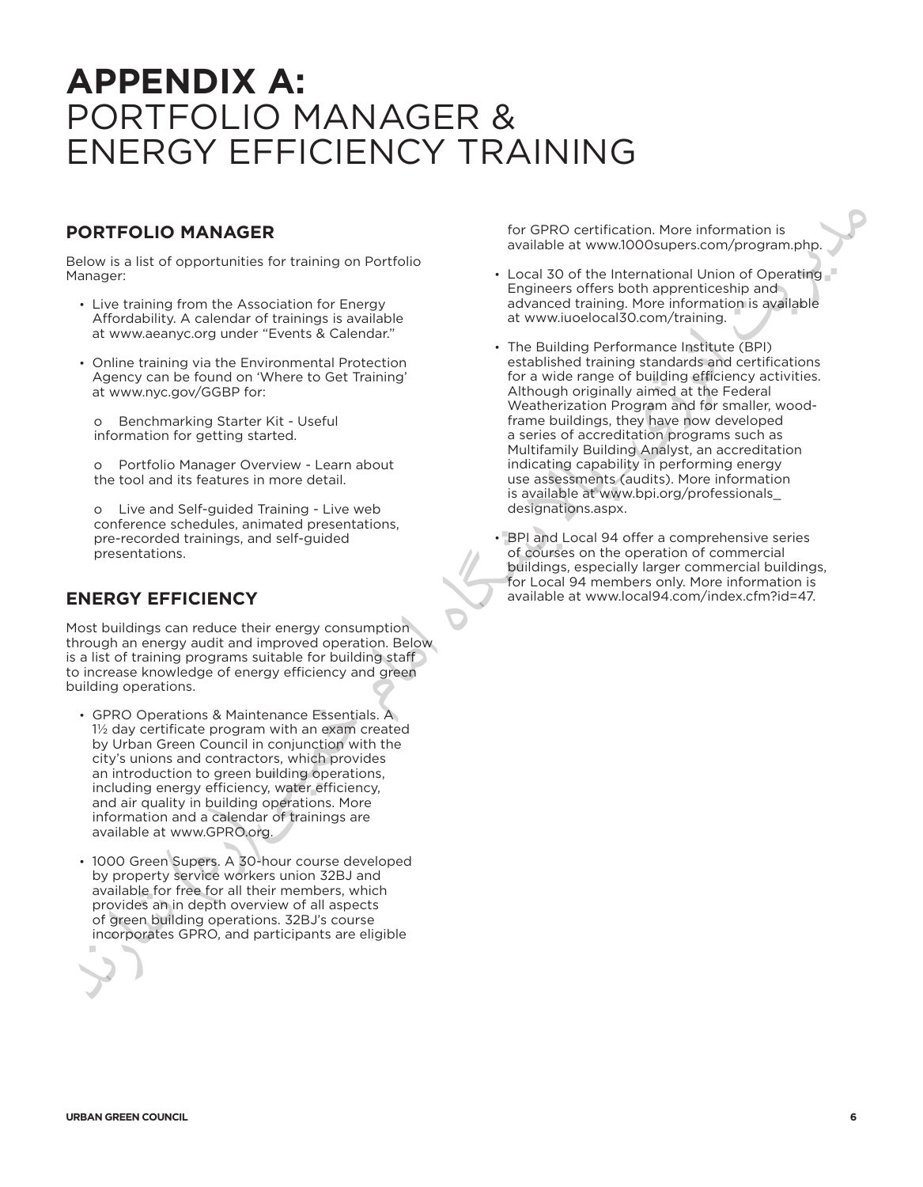# APPENDIX A: PORTFOLIO MANAGER & ENERGY EFFICIENCY TRAINING

## PORTFOLIO MANAGER

Below is a list of opportunities for training on Portfolio Manager:

- Live training from the Association for Energy Affordability. A calendar of trainings is available at www.aeanyc.org under "Events & Calendar."
- Online training via the Environmental Protection Agency can be found on 'Where to Get Training' at www.nyc.gov/GGBP for:
  - Benchmarking Starter Kit - Useful information for getting started.
  - Portfolio Manager Overview - Learn about the tool and its features in more detail.
  - Live and Self-guided Training - Live web conference schedules, animated presentations, pre-recorded trainings, and self-guided presentations.

## ENERGY EFFICIENCY

Most buildings can reduce their energy consumption through an energy audit and improved operation. Below is a list of training programs suitable for building staff to increase knowledge of energy efficiency and green building operations.

- GPRO Operations & Maintenance Essentials. A 1½ day certificate program with an exam created by Urban Green Council in conjunction with the city's unions and contractors, which provides an introduction to green building operations, including energy efficiency, water efficiency, and air quality in building operations. More information and a calendar of trainings are available at www.GPRO.org.
- 1000 Green Supers. A 30-hour course developed by property service workers union 32BJ and available for free for all their members, which provides an in depth overview of all aspects of green building operations. 32BJ's course incorporates GPRO, and participants are eligible for GPRO certification. More information is available at www.1000supers.com/program.php.
- Local 30 of the International Union of Operating Engineers offers both apprenticeship and advanced training. More information is available at www.iuoelocal30.com/training.
- The Building Performance Institute (BPI) established training standards and certifications for a wide range of building efficiency activities. Although originally aimed at the Federal Weatherization Program and for smaller, wood-frame buildings, they have now developed a series of accreditation programs such as Multifamily Building Analyst, an accreditation indicating capability in performing energy use assessments (audits). More information is available at www.bpi.org/professionals_designations.aspx.
- BPI and Local 94 offer a comprehensive series of courses on the operation of commercial buildings, especially larger commercial buildings, for Local 94 members only. More information is available at www.local94.com/index.cfm?id=47.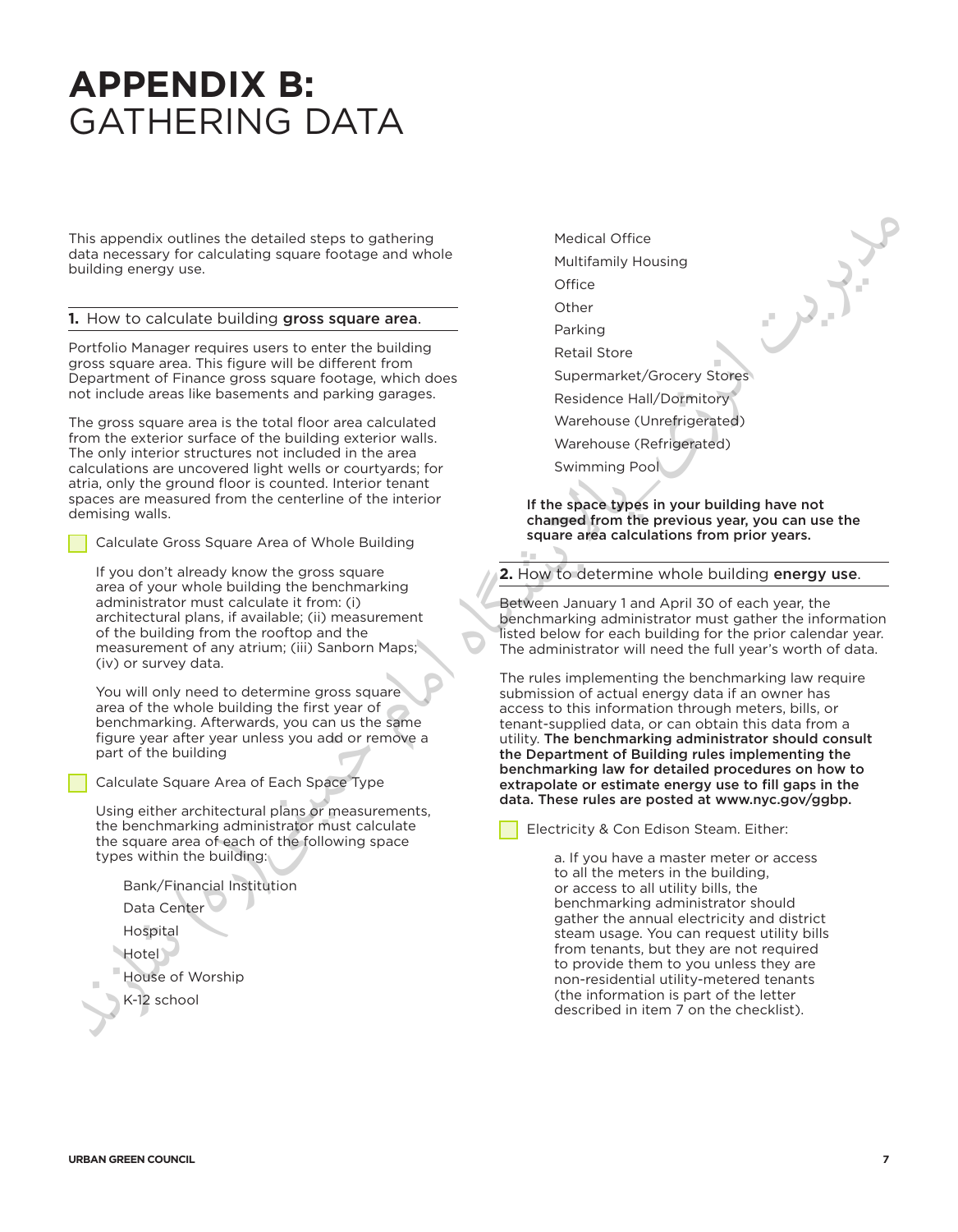# APPENDIX B: GATHERING DATA

This appendix outlines the detailed steps to gathering data necessary for calculating square footage and whole building energy use.

## 1. How to calculate building **gross square area**.

Portfolio Manager requires users to enter the building gross square area. This figure will be different from Department of Finance gross square footage, which does not include areas like basements and parking garages.

The gross square area is the total floor area calculated from the exterior surface of the building exterior walls. The only interior structures not included in the area calculations are uncovered light wells or courtyards; for atria, only the ground floor is counted. Interior tenant spaces are measured from the centerline of the interior demising walls.

- [ ] Calculate Gross Square Area of Whole Building

If you don't already know the gross square area of your whole building the benchmarking administrator must calculate it from: (i) architectural plans, if available; (ii) measurement of the building from the rooftop and the measurement of any atrium; (iii) Sanborn Maps; (iv) or survey data.

You will only need to determine gross square area of the whole building the first year of benchmarking. Afterwards, you can us the same figure year after year unless you add or remove a part of the building

- [ ] Calculate Square Area of Each Space Type

Using either architectural plans or measurements, the benchmarking administrator must calculate the square area of each of the following space types within the building:

- Bank/Financial Institution
- Data Center
- Hospital
- Hotel
- House of Worship
- K-12 school
- Medical Office
- Multifamily Housing
- Office
- Other
- Parking
- Retail Store
- Supermarket/Grocery Stores
- Residence Hall/Dormitory
- Warehouse (Unrefrigerated)
- Warehouse (Refrigerated)
- Swimming Pool

**If the space types in your building have not changed from the previous year, you can use the square area calculations from prior years.**

## 2. How to determine whole building **energy use**.

Between January 1 and April 30 of each year, the benchmarking administrator must gather the information listed below for each building for the prior calendar year. The administrator will need the full year's worth of data.

The rules implementing the benchmarking law require submission of actual energy data if an owner has access to this information through meters, bills, or tenant-supplied data, or can obtain this data from a utility. **The benchmarking administrator should consult the Department of Building rules implementing the benchmarking law for detailed procedures on how to extrapolate or estimate energy use to fill gaps in the data. These rules are posted at www.nyc.gov/ggbp.**

- [ ] Electricity & Con Edison Steam. Either:

a. If you have a master meter or access to all the meters in the building, or access to all utility bills, the benchmarking administrator should gather the annual electricity and district steam usage. You can request utility bills from tenants, but they are not required to provide them to you unless they are non-residential utility-metered tenants (the information is part of the letter described in item 7 on the checklist).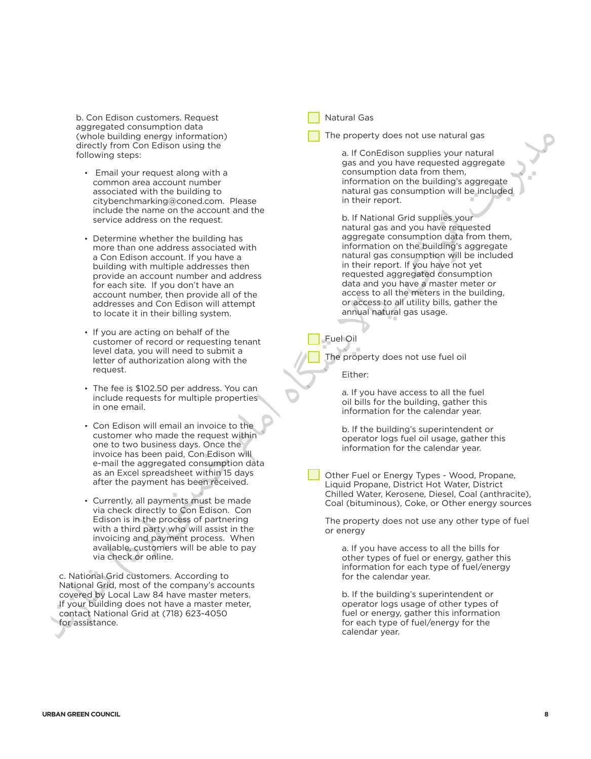b. Con Edison customers. Request aggregated consumption data (whole building energy information) directly from Con Edison using the following steps:

- Email your request along with a common area account number associated with the building to citybenchmarking@coned.com. Please include the name on the account and the service address on the request.
- Determine whether the building has more than one address associated with a Con Edison account. If you have a building with multiple addresses then provide an account number and address for each site. If you don't have an account number, then provide all of the addresses and Con Edison will attempt to locate it in their billing system.
- If you are acting on behalf of the customer of record or requesting tenant level data, you will need to submit a letter of authorization along with the request.
- The fee is $102.50 per address. You can include requests for multiple properties in one email.
- Con Edison will email an invoice to the customer who made the request within one to two business days. Once the invoice has been paid, Con Edison will e-mail the aggregated consumption data as an Excel spreadsheet within 15 days after the payment has been received.
- Currently, all payments must be made via check directly to Con Edison. Con Edison is in the process of partnering with a third party who will assist in the invoicing and payment process. When available, customers will be able to pay via check or online.

c. National Grid customers. According to National Grid, most of the company's accounts covered by Local Law 84 have master meters. If your building does not have a master meter, contact National Grid at (718) 623-4050 for assistance.

- [ ] Natural Gas
- [ ] The property does not use natural gas

a. If ConEdison supplies your natural gas and you have requested aggregate consumption data from them, information on the building's aggregate natural gas consumption will be included in their report.

b. If National Grid supplies your natural gas and you have requested aggregate consumption data from them, information on the building's aggregate natural gas consumption will be included in their report. If you have not yet requested aggregated consumption data and you have a master meter or access to all the meters in the building, or access to all utility bills, gather the annual natural gas usage.

- [ ] Fuel Oil
- [ ] The property does not use fuel oil

Either:

a. If you have access to all the fuel oil bills for the building, gather this information for the calendar year.

b. If the building's superintendent or operator logs fuel oil usage, gather this information for the calendar year.

- [ ] Other Fuel or Energy Types - Wood, Propane, Liquid Propane, District Hot Water, District Chilled Water, Kerosene, Diesel, Coal (anthracite), Coal (bituminous), Coke, or Other energy sources

The property does not use any other type of fuel or energy

a. If you have access to all the bills for other types of fuel or energy, gather this information for each type of fuel/energy for the calendar year.

b. If the building's superintendent or operator logs usage of other types of fuel or energy, gather this information for each type of fuel/energy for the calendar year.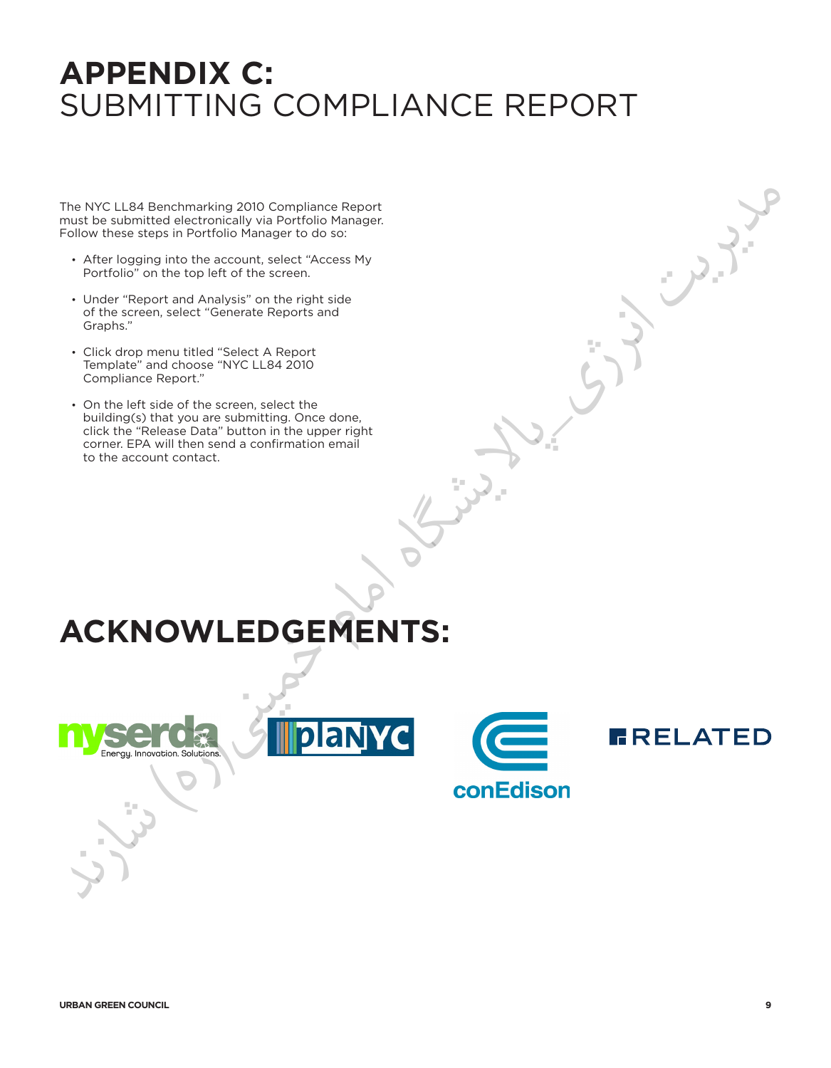# APPENDIX C:
SUBMITTING COMPLIANCE REPORT

The NYC LL84 Benchmarking 2010 Compliance Report must be submitted electronically via Portfolio Manager. Follow these steps in Portfolio Manager to do so:

- After logging into the account, select "Access My Portfolio" on the top left of the screen.
- Under "Report and Analysis" on the right side of the screen, select "Generate Reports and Graphs."
- Click drop menu titled "Select A Report Template" and choose "NYC LL84 2010 Compliance Report."
- On the left side of the screen, select the building(s) that you are submitting. Once done, click the "Release Data" button in the upper right corner. EPA will then send a confirmation email to the account contact.

# ACKNOWLEDGEMENTS:

nyserda Energy. Innovation. Solutions.

planYC

conEdison

RELATED